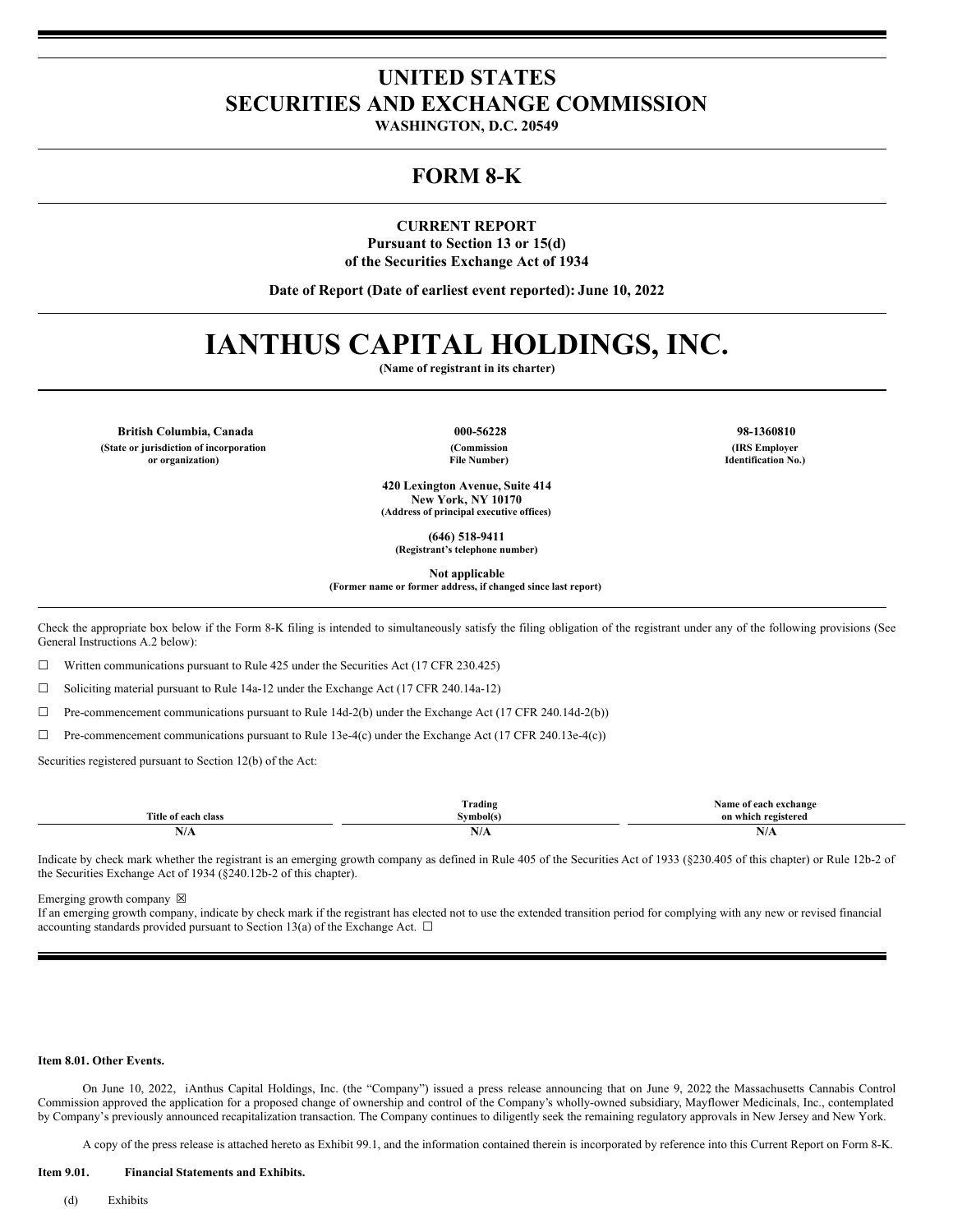# UNITED STATES
# SECURITIES AND EXCHANGE COMMISSION

**WASHINGTON, D.C. 20549**

## FORM 8-K

**CURRENT REPORT**
**Pursuant to Section 13 or 15(d)**
**of the Securities Exchange Act of 1934**

**Date of Report (Date of earliest event reported): June 10, 2022**

# IANTHUS CAPITAL HOLDINGS, INC.

**(Name of registrant in its charter)**

| British Columbia, Canada | 000-56228 | 98-1360810 |
|---|---|---|
| (State or jurisdiction of incorporation or organization) | (Commission File Number) | (IRS Employer Identification No.) |

**420 Lexington Avenue, Suite 414**
**New York, NY 10170**
**(Address of principal executive offices)**

**(646) 518-9411**
**(Registrant's telephone number)**

**Not applicable**
**(Former name or former address, if changed since last report)**

Check the appropriate box below if the Form 8-K filing is intended to simultaneously satisfy the filing obligation of the registrant under any of the following provisions (See General Instructions A.2 below):

☐ Written communications pursuant to Rule 425 under the Securities Act (17 CFR 230.425)

☐ Soliciting material pursuant to Rule 14a-12 under the Exchange Act (17 CFR 240.14a-12)

☐ Pre-commencement communications pursuant to Rule 14d-2(b) under the Exchange Act (17 CFR 240.14d-2(b))

☐ Pre-commencement communications pursuant to Rule 13e-4(c) under the Exchange Act (17 CFR 240.13e-4(c))

Securities registered pursuant to Section 12(b) of the Act:

| Title of each class | Trading Symbol(s) | Name of each exchange on which registered |
|---|---|---|
| N/A | N/A | N/A |

Indicate by check mark whether the registrant is an emerging growth company as defined in Rule 405 of the Securities Act of 1933 (§230.405 of this chapter) or Rule 12b-2 of the Securities Exchange Act of 1934 (§240.12b-2 of this chapter).

Emerging growth company ☒

If an emerging growth company, indicate by check mark if the registrant has elected not to use the extended transition period for complying with any new or revised financial accounting standards provided pursuant to Section 13(a) of the Exchange Act. ☐

**Item 8.01. Other Events.**

On June 10, 2022, iAnthus Capital Holdings, Inc. (the "Company") issued a press release announcing that on June 9, 2022 the Massachusetts Cannabis Control Commission approved the application for a proposed change of ownership and control of the Company's wholly-owned subsidiary, Mayflower Medicinals, Inc., contemplated by Company's previously announced recapitalization transaction. The Company continues to diligently seek the remaining regulatory approvals in New Jersey and New York.

A copy of the press release is attached hereto as Exhibit 99.1, and the information contained therein is incorporated by reference into this Current Report on Form 8-K.

**Item 9.01. Financial Statements and Exhibits.**

(d) Exhibits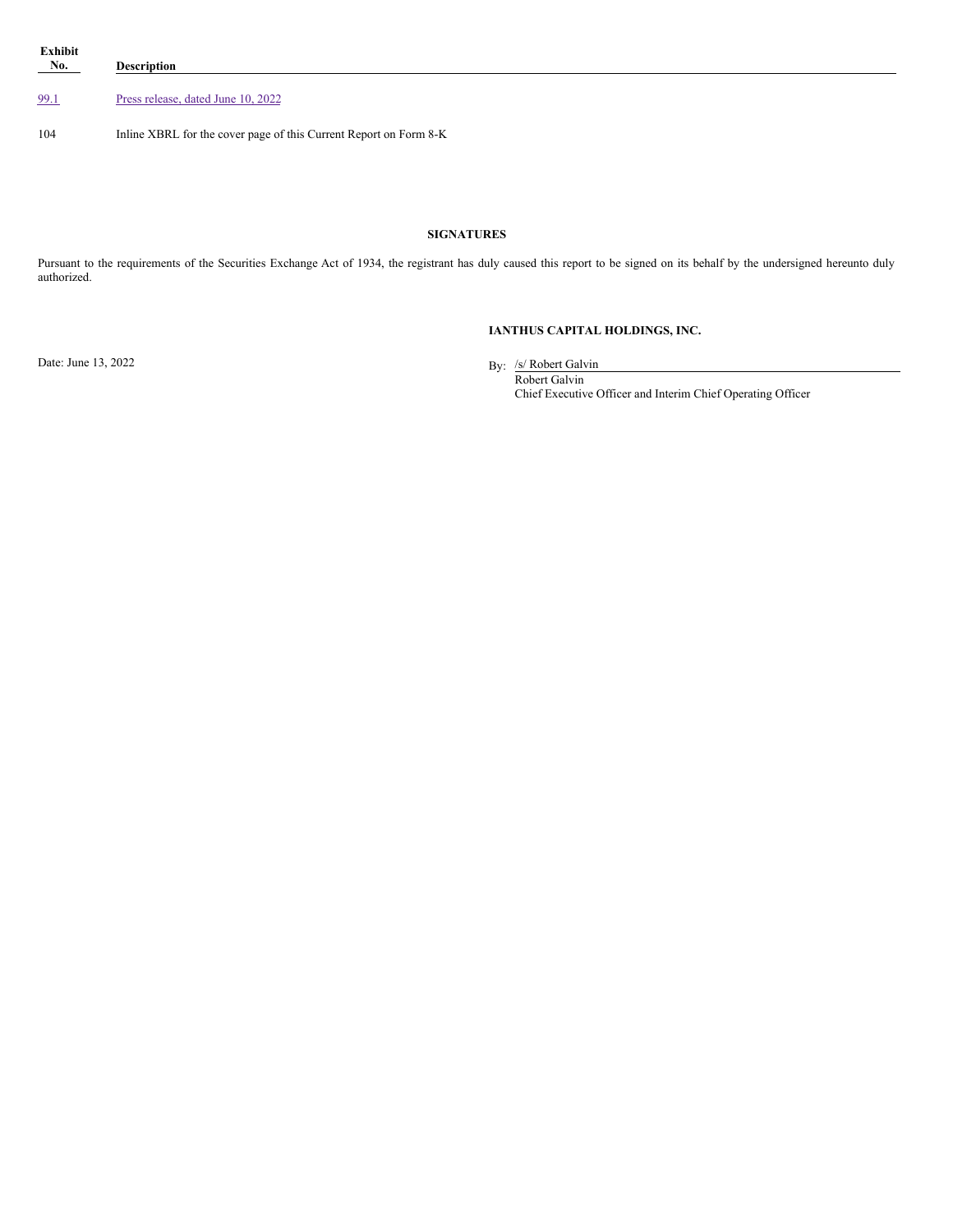| Exhibit No. | Description |
|---|---|
| 99.1 | Press release, dated June 10, 2022 |
| 104 | Inline XBRL for the cover page of this Current Report on Form 8-K |

**SIGNATURES**

Pursuant to the requirements of the Securities Exchange Act of 1934, the registrant has duly caused this report to be signed on its behalf by the undersigned hereunto duly authorized.

**IANTHUS CAPITAL HOLDINGS, INC.**

Date: June 13, 2022

By: /s/ Robert Galvin
Robert Galvin
Chief Executive Officer and Interim Chief Operating Officer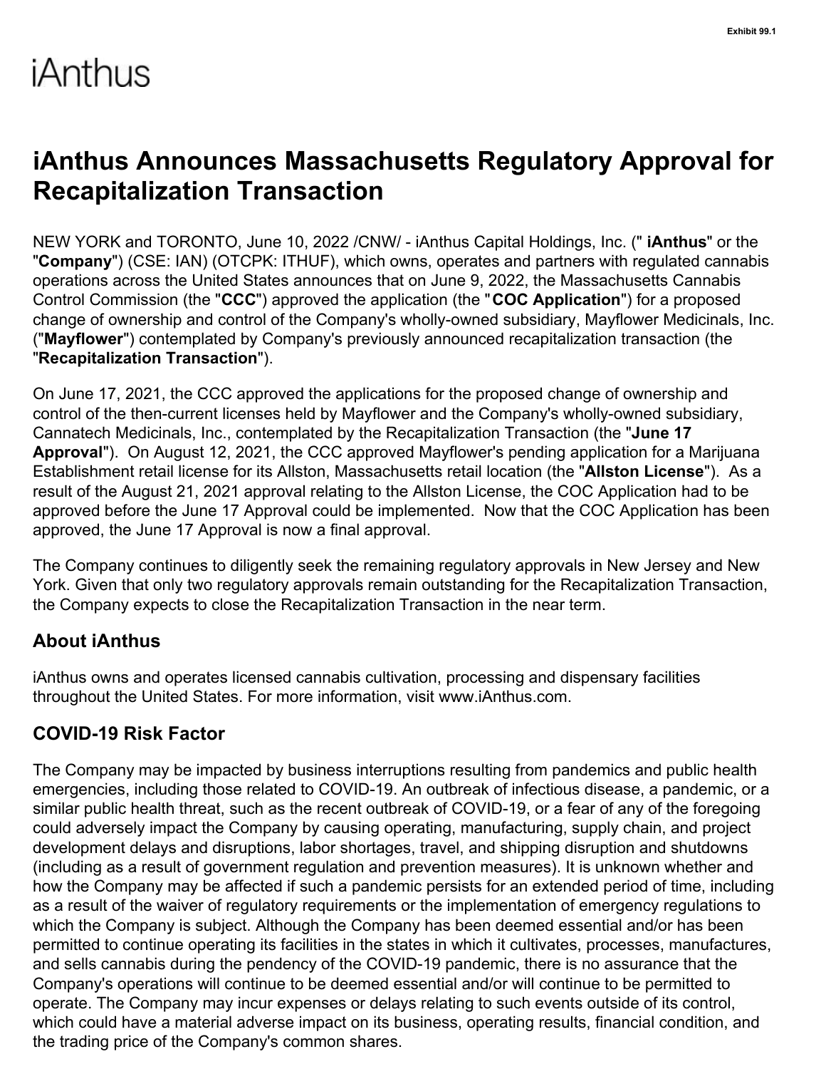Exhibit 99.1

iAnthus

# iAnthus Announces Massachusetts Regulatory Approval for Recapitalization Transaction

NEW YORK and TORONTO, June 10, 2022 /CNW/ - iAnthus Capital Holdings, Inc. (" **iAnthus**" or the "**Company**") (CSE: IAN) (OTCPK: ITHUF), which owns, operates and partners with regulated cannabis operations across the United States announces that on June 9, 2022, the Massachusetts Cannabis Control Commission (the "**CCC**") approved the application (the "**COC Application**") for a proposed change of ownership and control of the Company's wholly-owned subsidiary, Mayflower Medicinals, Inc. ("**Mayflower**") contemplated by Company's previously announced recapitalization transaction (the "**Recapitalization Transaction**").

On June 17, 2021, the CCC approved the applications for the proposed change of ownership and control of the then-current licenses held by Mayflower and the Company's wholly-owned subsidiary, Cannatech Medicinals, Inc., contemplated by the Recapitalization Transaction (the "**June 17 Approval**"). On August 12, 2021, the CCC approved Mayflower's pending application for a Marijuana Establishment retail license for its Allston, Massachusetts retail location (the "**Allston License**"). As a result of the August 21, 2021 approval relating to the Allston License, the COC Application had to be approved before the June 17 Approval could be implemented. Now that the COC Application has been approved, the June 17 Approval is now a final approval.

The Company continues to diligently seek the remaining regulatory approvals in New Jersey and New York. Given that only two regulatory approvals remain outstanding for the Recapitalization Transaction, the Company expects to close the Recapitalization Transaction in the near term.

## About iAnthus

iAnthus owns and operates licensed cannabis cultivation, processing and dispensary facilities throughout the United States. For more information, visit www.iAnthus.com.

## COVID-19 Risk Factor

The Company may be impacted by business interruptions resulting from pandemics and public health emergencies, including those related to COVID-19. An outbreak of infectious disease, a pandemic, or a similar public health threat, such as the recent outbreak of COVID-19, or a fear of any of the foregoing could adversely impact the Company by causing operating, manufacturing, supply chain, and project development delays and disruptions, labor shortages, travel, and shipping disruption and shutdowns (including as a result of government regulation and prevention measures). It is unknown whether and how the Company may be affected if such a pandemic persists for an extended period of time, including as a result of the waiver of regulatory requirements or the implementation of emergency regulations to which the Company is subject. Although the Company has been deemed essential and/or has been permitted to continue operating its facilities in the states in which it cultivates, processes, manufactures, and sells cannabis during the pendency of the COVID-19 pandemic, there is no assurance that the Company's operations will continue to be deemed essential and/or will continue to be permitted to operate. The Company may incur expenses or delays relating to such events outside of its control, which could have a material adverse impact on its business, operating results, financial condition, and the trading price of the Company's common shares.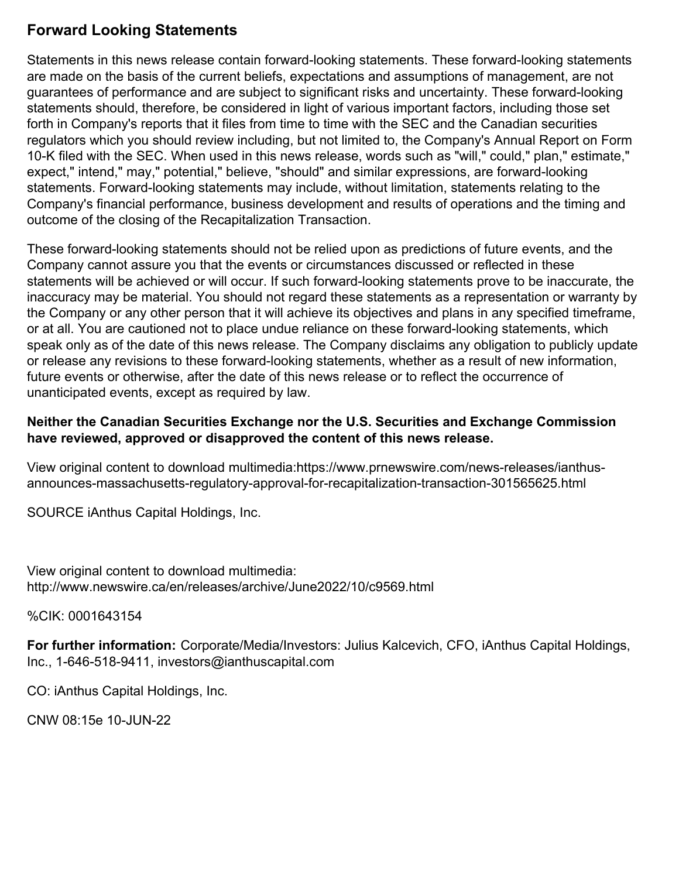## Forward Looking Statements

Statements in this news release contain forward-looking statements. These forward-looking statements are made on the basis of the current beliefs, expectations and assumptions of management, are not guarantees of performance and are subject to significant risks and uncertainty. These forward-looking statements should, therefore, be considered in light of various important factors, including those set forth in Company's reports that it files from time to time with the SEC and the Canadian securities regulators which you should review including, but not limited to, the Company's Annual Report on Form 10-K filed with the SEC. When used in this news release, words such as "will," could," plan," estimate," expect," intend," may," potential," believe, "should" and similar expressions, are forward-looking statements. Forward-looking statements may include, without limitation, statements relating to the Company's financial performance, business development and results of operations and the timing and outcome of the closing of the Recapitalization Transaction.

These forward-looking statements should not be relied upon as predictions of future events, and the Company cannot assure you that the events or circumstances discussed or reflected in these statements will be achieved or will occur. If such forward-looking statements prove to be inaccurate, the inaccuracy may be material. You should not regard these statements as a representation or warranty by the Company or any other person that it will achieve its objectives and plans in any specified timeframe, or at all. You are cautioned not to place undue reliance on these forward-looking statements, which speak only as of the date of this news release. The Company disclaims any obligation to publicly update or release any revisions to these forward-looking statements, whether as a result of new information, future events or otherwise, after the date of this news release or to reflect the occurrence of unanticipated events, except as required by law.

**Neither the Canadian Securities Exchange nor the U.S. Securities and Exchange Commission have reviewed, approved or disapproved the content of this news release.**

View original content to download multimedia:https://www.prnewswire.com/news-releases/ianthus-announces-massachusetts-regulatory-approval-for-recapitalization-transaction-301565625.html

SOURCE iAnthus Capital Holdings, Inc.

View original content to download multimedia: http://www.newswire.ca/en/releases/archive/June2022/10/c9569.html

%CIK: 0001643154

**For further information:** Corporate/Media/Investors: Julius Kalcevich, CFO, iAnthus Capital Holdings, Inc., 1-646-518-9411, investors@ianthuscapital.com

CO: iAnthus Capital Holdings, Inc.

CNW 08:15e 10-JUN-22